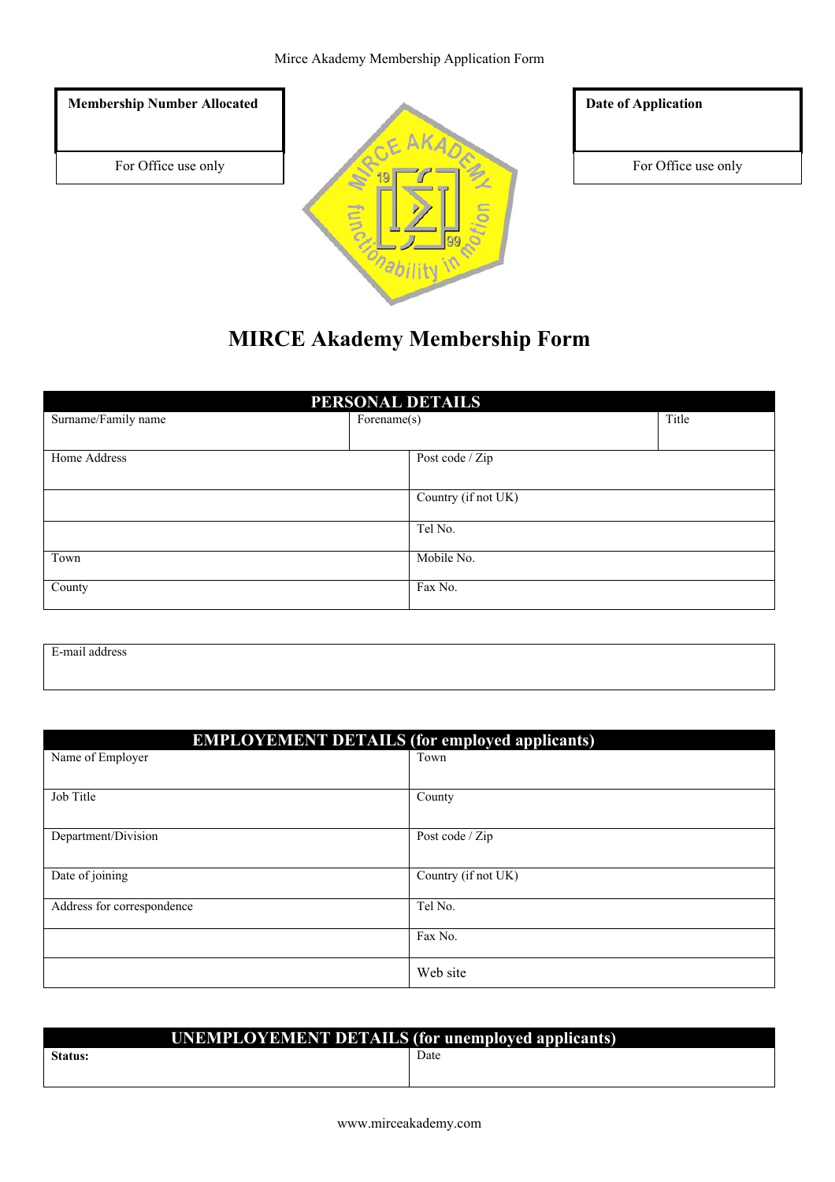| Membership Number Allocated |
| --- |
| |
| For Office use only |

| Date of Application |
| --- |
| |
| For Office use only |

# MIRCE Akademy Membership Form

| PERSONAL DETAILS | | |
| --- | --- | --- |
| Surname/Family name | Forename(s) | Title |

| | |
| --- | --- |
| Home Address | Post code / Zip |
| | Country (if not UK) |
| | Tel No. |
| Town | Mobile No. |
| County | Fax No. |

| E-mail address |
| --- |
| |

| EMPLOYEMENT DETAILS (for employed applicants) | |
| --- | --- |
| Name of Employer | Town |
| Job Title | County |
| Department/Division | Post code / Zip |
| Date of joining | Country (if not UK) |
| Address for correspondence | Tel No. |
| | Fax No. |
| | Web site |

| UNEMPLOYEMENT DETAILS (for unemployed applicants) | |
| --- | --- |
| **Status:** | Date |

www.mirceakademy.com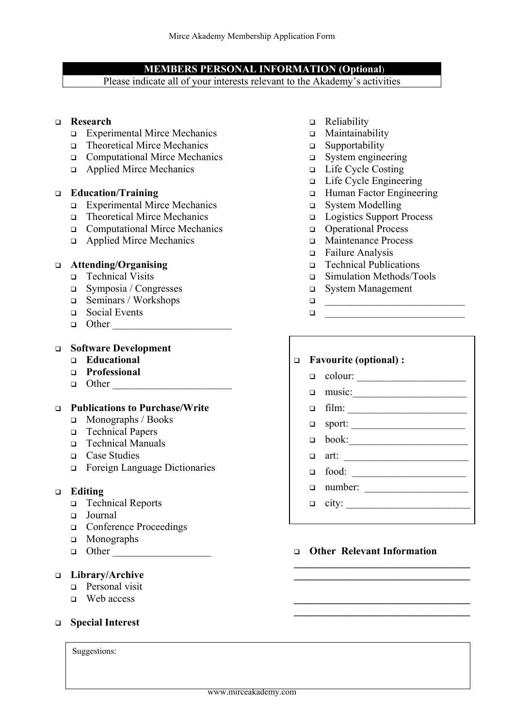## MEMBERS PERSONAL INFORMATION (Optional)

Please indicate all of your interests relevant to the Akademy's activities

- ☐ **Research**
  - ☐ Experimental Mirce Mechanics
  - ☐ Theoretical Mirce Mechanics
  - ☐ Computational Mirce Mechanics
  - ☐ Applied Mirce Mechanics

- ☐ **Education/Training**
  - ☐ Experimental Mirce Mechanics
  - ☐ Theoretical Mirce Mechanics
  - ☐ Computational Mirce Mechanics
  - ☐ Applied Mirce Mechanics

- ☐ **Attending/Organising**
  - ☐ Technical Visits
  - ☐ Symposia / Congresses
  - ☐ Seminars / Workshops
  - ☐ Social Events
  - ☐ Other ______________________

- ☐ **Software Development**
  - ☐ **Educational**
  - ☐ **Professional**
  - ☐ Other ______________________

- ☐ **Publications to Purchase/Write**
  - ☐ Monographs / Books
  - ☐ Technical Papers
  - ☐ Technical Manuals
  - ☐ Case Studies
  - ☐ Foreign Language Dictionaries

- ☐ **Editing**
  - ☐ Technical Reports
  - ☐ Journal
  - ☐ Conference Proceedings
  - ☐ Monographs
  - ☐ Other __________________

- ☐ **Library/Archive**
  - ☐ Personal visit
  - ☐ Web access

- ☐ **Special Interest**
  - ☐ Reliability
  - ☐ Maintainability
  - ☐ Supportability
  - ☐ System engineering
  - ☐ Life Cycle Costing
  - ☐ Life Cycle Engineering
  - ☐ Human Factor Engineering
  - ☐ System Modelling
  - ☐ Logistics Support Process
  - ☐ Operational Process
  - ☐ Maintenance Process
  - ☐ Failure Analysis
  - ☐ Technical Publications
  - ☐ Simulation Methods/Tools
  - ☐ System Management
  - ☐ __________________________
  - ☐ __________________________

- ☐ **Favourite (optional) :**
  - ☐ colour: _____________________
  - ☐ music:_____________________
  - ☐ film: ______________________
  - ☐ sport: _____________________
  - ☐ book:______________________
  - ☐ art: _______________________
  - ☐ food: _____________________
  - ☐ number: ___________________
  - ☐ city: _______________________

- ☐ **Other Relevant Information**

__________________________________

__________________________________

__________________________________

__________________________________

Suggestions: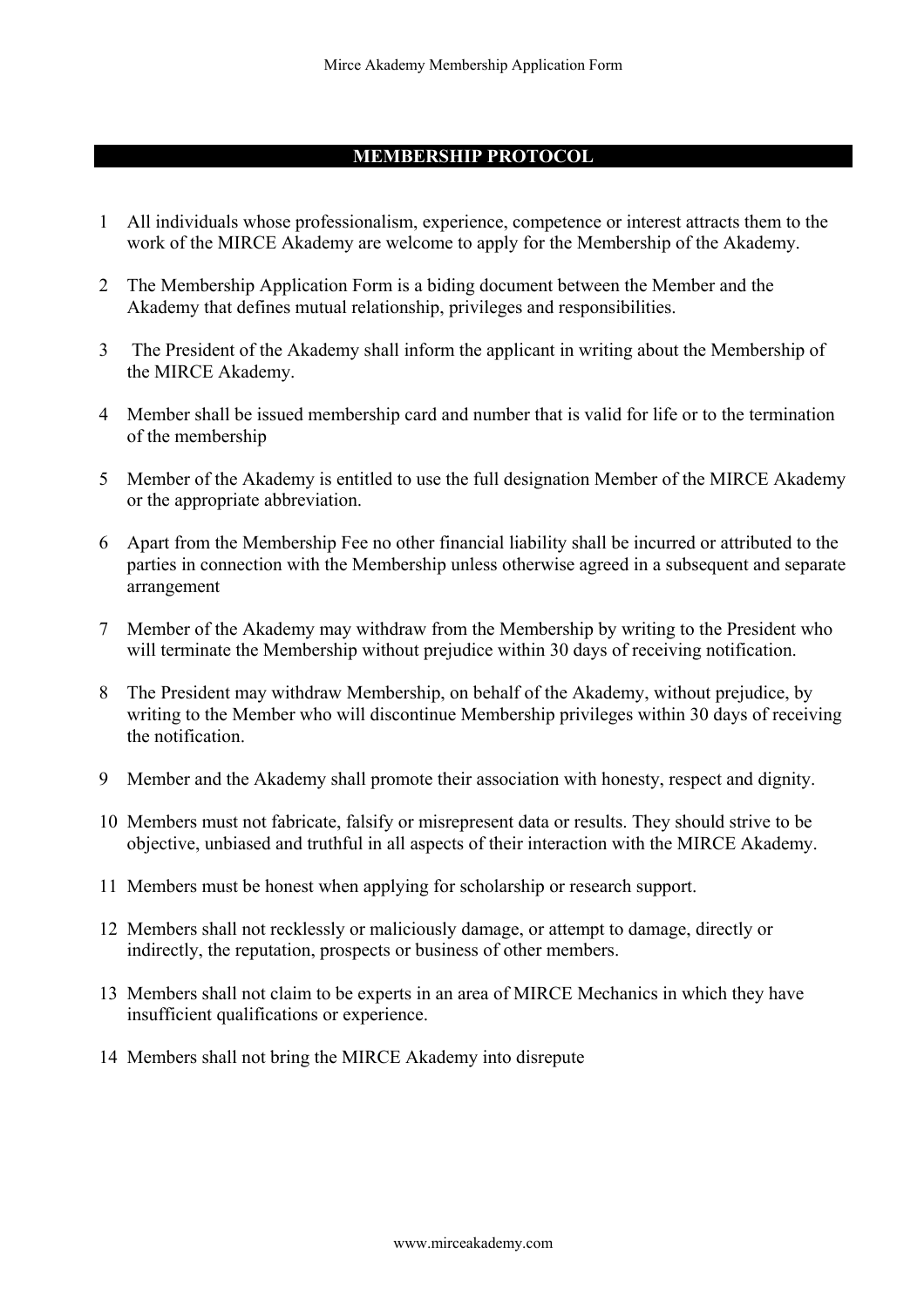## MEMBERSHIP PROTOCOL

1. All individuals whose professionalism, experience, competence or interest attracts them to the work of the MIRCE Akademy are welcome to apply for the Membership of the Akademy.

2. The Membership Application Form is a biding document between the Member and the Akademy that defines mutual relationship, privileges and responsibilities.

3. The President of the Akademy shall inform the applicant in writing about the Membership of the MIRCE Akademy.

4. Member shall be issued membership card and number that is valid for life or to the termination of the membership

5. Member of the Akademy is entitled to use the full designation Member of the MIRCE Akademy or the appropriate abbreviation.

6. Apart from the Membership Fee no other financial liability shall be incurred or attributed to the parties in connection with the Membership unless otherwise agreed in a subsequent and separate arrangement

7. Member of the Akademy may withdraw from the Membership by writing to the President who will terminate the Membership without prejudice within 30 days of receiving notification.

8. The President may withdraw Membership, on behalf of the Akademy, without prejudice, by writing to the Member who will discontinue Membership privileges within 30 days of receiving the notification.

9. Member and the Akademy shall promote their association with honesty, respect and dignity.

10. Members must not fabricate, falsify or misrepresent data or results. They should strive to be objective, unbiased and truthful in all aspects of their interaction with the MIRCE Akademy.

11. Members must be honest when applying for scholarship or research support.

12. Members shall not recklessly or maliciously damage, or attempt to damage, directly or indirectly, the reputation, prospects or business of other members.

13. Members shall not claim to be experts in an area of MIRCE Mechanics in which they have insufficient qualifications or experience.

14. Members shall not bring the MIRCE Akademy into disrepute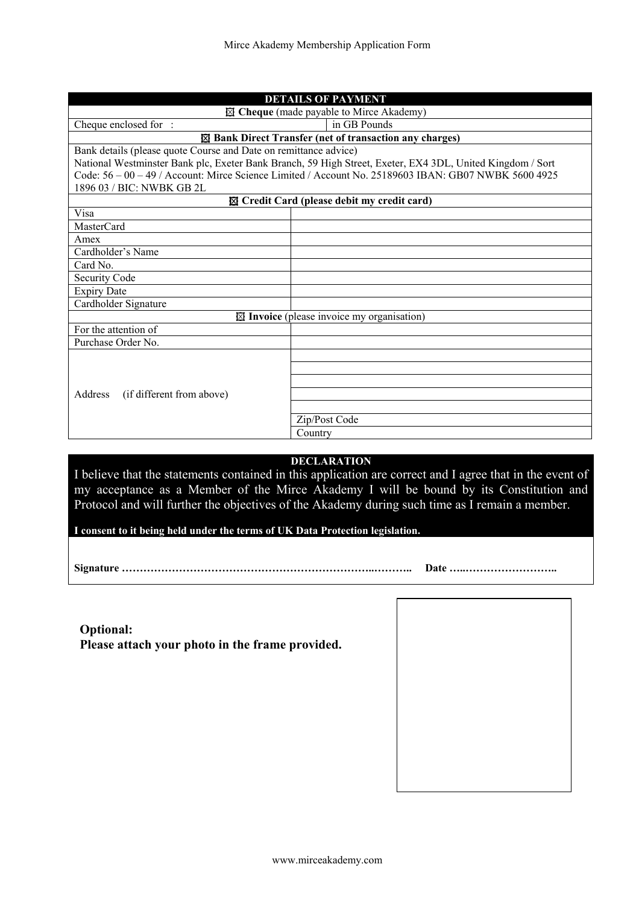| DETAILS OF PAYMENT | |
|---|---|
| ☒ **Cheque** (made payable to Mirce Akademy) | |
| Cheque enclosed for : | in GB Pounds |
| ☒ **Bank Direct Transfer (net of transaction any charges)** | |
| Bank details (please quote Course and Date on remittance advice) National Westminster Bank plc, Exeter Bank Branch, 59 High Street, Exeter, EX4 3DL, United Kingdom / Sort Code: 56 – 00 – 49 / Account: Mirce Science Limited / Account No. 25189603 IBAN: GB07 NWBK 5600 4925 1896 03 / BIC: NWBK GB 2L | |
| ☒ **Credit Card (please debit my credit card)** | |
| Visa | |
| MasterCard | |
| Amex | |
| Cardholder's Name | |
| Card No. | |
| Security Code | |
| Expiry Date | |
| Cardholder Signature | |
| ☒ **Invoice** (please invoice my organisation) | |
| For the attention of | |
| Purchase Order No. | |
| Address (if different from above) | |
| | |
| | |
| | |
| | |
| | Zip/Post Code |
| | Country |

**DECLARATION**

I believe that the statements contained in this application are correct and I agree that in the event of my acceptance as a Member of the Mirce Akademy I will be bound by its Constitution and Protocol and will further the objectives of the Akademy during such time as I remain a member.

**I consent to it being held under the terms of UK Data Protection legislation.**

**Signature ……………………………………………………………..……….. Date …..……………………..**

**Optional:**
**Please attach your photo in the frame provided.**

www.mirceakademy.com